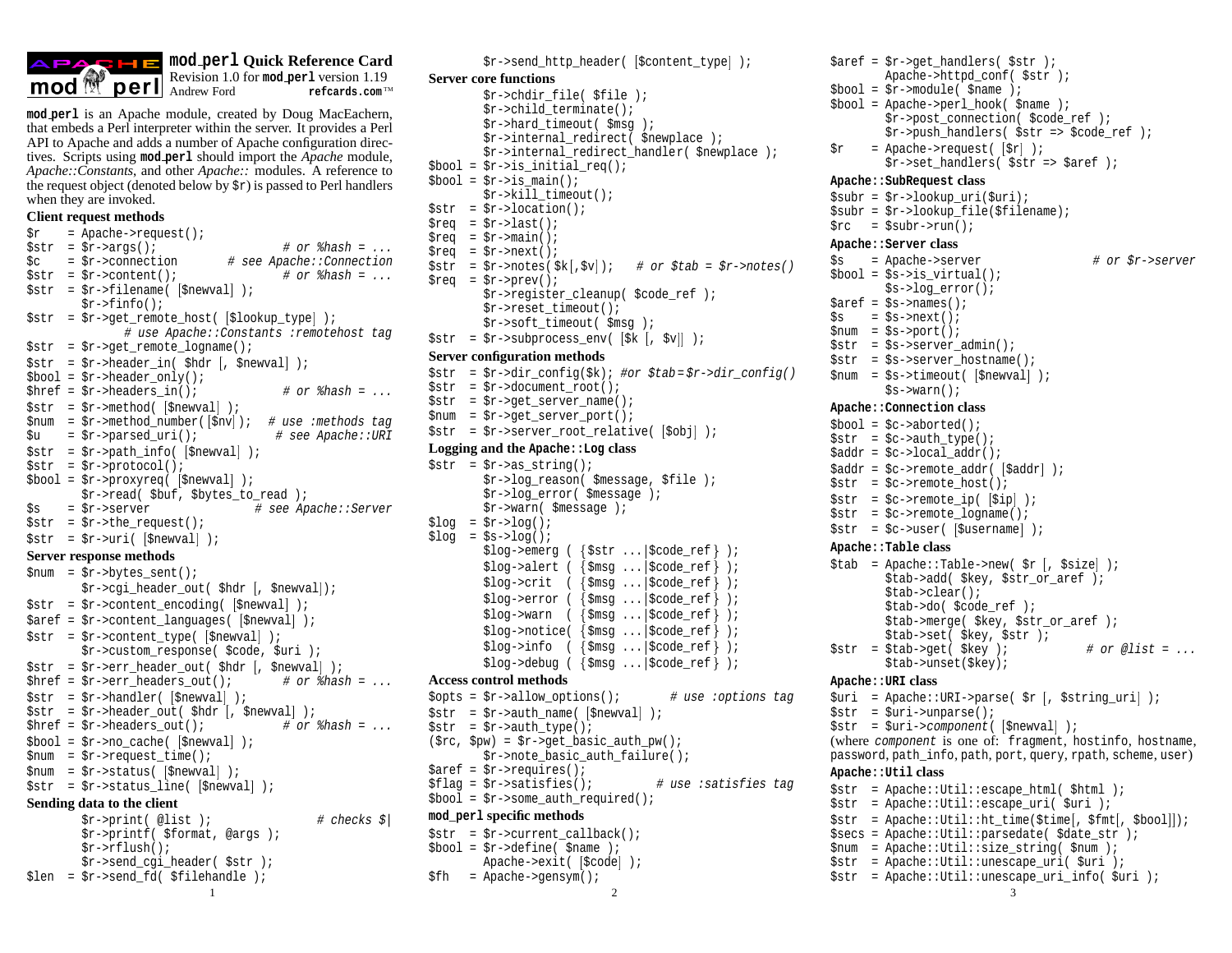# mod_perl Quick Reference Card

Revision 1.0 for **mod_perl** version 1.19
Andrew Ford **refcards.com**™

**mod_perl** is an Apache module, created by Doug MacEachern, that embeds a Perl interpreter within the server. It provides a Perl API to Apache and adds a number of Apache configuration directives. Scripts using **mod_perl** should import the *Apache* module, *Apache::Constants*, and other *Apache::* modules. A reference to the request object (denoted below by `$r`) is passed to Perl handlers when they are invoked.

### Client request methods

```
$r    = Apache->request();
$str  = $r->args();                    # or %hash = ...
$c    = $r->connection        # see Apache::Connection
$str  = $r->content();                 # or %hash = ...
$str  = $r->filename( [$newval] );
        $r->finfo();
$str  = $r->get_remote_host( [$lookup_type] );
              # use Apache::Constants :remotehost tag
$str  = $r->get_remote_logname();
$str  = $r->header_in( $hdr [, $newval] );
$bool = $r->header_only();
$href = $r->headers_in();              # or %hash = ...
$str  = $r->method( [$newval] );
$num  = $r->method_number([$nv]);  # use :methods tag
$u    = $r->parsed_uri();            # see Apache::URI
$str  = $r->path_info( [$newval] );
$str  = $r->protocol();
$bool = $r->proxyreq( [$newval] );
        $r->read( $buf, $bytes_to_read );
$s    = $r->server               # see Apache::Server
$str  = $r->the_request();
$str  = $r->uri( [$newval] );
```

### Server response methods

```
$num  = $r->bytes_sent();
        $r->cgi_header_out( $hdr [, $newval]);
$str  = $r->content_encoding( [$newval] );
$aref = $r->content_languages( [$newval] );
$str  = $r->content_type( [$newval] );
        $r->custom_response( $code, $uri );
$str  = $r->err_header_out( $hdr [, $newval] );
$href = $r->err_headers_out();         # or %hash = ...
$str  = $r->handler( [$newval] );
$str  = $r->header_out( $hdr [, $newval] );
$href = $r->headers_out();             # or %hash = ...
$bool = $r->no_cache( [$newval] );
$num  = $r->request_time();
$num  = $r->status( [$newval] );
$str  = $r->status_line( [$newval] );
```

### Sending data to the client

```
        $r->print( @list );                 # checks $|
        $r->printf( $format, @args );
        $r->rflush();
        $r->send_cgi_header( $str );
$len  = $r->send_fd( $filehandle );
        $r->send_http_header( [$content_type] );
```

### Server core functions

```
        $r->chdir_file( $file );
        $r->child_terminate();
        $r->hard_timeout( $msg );
        $r->internal_redirect( $newplace );
        $r->internal_redirect_handler( $newplace );
$bool = $r->is_initial_req();
$bool = $r->is_main();
        $r->kill_timeout();
$str  = $r->location();
$req  = $r->last();
$req  = $r->main();
$req  = $r->next();
$str  = $r->notes($k[,$v]);   # or $tab = $r->notes()
$req  = $r->prev();
        $r->register_cleanup( $code_ref );
        $r->reset_timeout();
        $r->soft_timeout( $msg );
$str  = $r->subprocess_env( [$k [, $v]] );
```

### Server configuration methods

```
$str  = $r->dir_config($k); #or $tab=$r->dir_config()
$str  = $r->document_root();
$str  = $r->get_server_name();
$num  = $r->get_server_port();
$str  = $r->server_root_relative( [$obj] );
```

### Logging and the Apache::Log class

```
$str  = $r->as_string();
        $r->log_reason( $message, $file );
        $r->log_error( $message );
        $r->warn( $message );
$log  = $r->log();
$log  = $s->log();
        $log->emerg ( {$str ...|$code_ref} );
        $log->alert ( {$msg ...|$code_ref} );
        $log->crit  ( {$msg ...|$code_ref} );
        $log->error ( {$msg ...|$code_ref} );
        $log->warn  ( {$msg ...|$code_ref} );
        $log->notice( {$msg ...|$code_ref} );
        $log->info  ( {$msg ...|$code_ref} );
        $log->debug ( {$msg ...|$code_ref} );
```

### Access control methods

```
$opts = $r->allow_opts();       # use :options tag
$str  = $r->auth_name( [$newval] );
$str  = $r->auth_type();
($rc, $pw) = $r->get_basic_auth_pw();
        $r->note_basic_auth_failure();
$aref = $r->requires();
$flag = $r->satisfies();         # use :satisfies tag
$bool = $r->some_auth_required();
```

### mod_perl specific methods

```
$str  = $r->current_callback();
$bool = $r->define( $name );
        Apache->exit( [$code] );
$fh   = Apache->gensym();
$aref = $r->get_handlers( $str );
        Apache->httpd_conf( $str );
$bool = $r->module( $name );
$bool = Apache->perl_hook( $name );
        $r->post_connection( $code_ref );
        $r->push_handlers( $str => $code_ref );
$r    = Apache->request( [$r] );
        $r->set_handlers( $str => $aref );
```

### Apache::SubRequest class

```
$subr = $r->lookup_uri($uri);
$subr = $r->lookup_file($filename);
$rc   = $subr->run();
```

### Apache::Server class

```
$s    = Apache->server                # or $r->server
$bool = $s->is_virtual();
        $s->log_error();
$aref = $s->names();
$s    = $s->next();
$num  = $s->port();
$str  = $s->server_admin();
$str  = $s->server_hostname();
$num  = $s->timeout( [$newval] );
        $s->warn();
```

### Apache::Connection class

```
$bool = $c->aborted();
$str  = $c->auth_type();
$addr = $c->local_addr();
$addr = $c->remote_addr( [$addr] );
$str  = $c->remote_host();
$str  = $c->remote_ip( [$ip] );
$str  = $c->remote_logname();
$str  = $c->user( [$username] );
```

### Apache::Table class

```
$tab  = Apache::Table->new( $r [, $size] );
        $tab->add( $key, $str_or_aref );
        $tab->clear();
        $tab->do( $code_ref );
        $tab->merge( $key, $str_or_aref );
        $tab->set( $key, $str );
$str  = $tab->get( $key );           # or @list = ...
        $tab->unset($key);
```

### Apache::URI class

```
$uri  = Apache::URI->parse( $r [, $string_uri] );
$str  = $uri->unparse();
$str  = $uri->component( [$newval] );
```

(where *component* is one of: fragment, hostinfo, hostname, password, path_info, path, port, query, rpath, scheme, user)

### Apache::Util class

```
$str  = Apache::Util::escape_html( $html );
$str  = Apache::Util::escape_uri( $uri );
$str  = Apache::Util::ht_time($time[, $fmt[, $bool]]);
$secs = Apache::Util::parsedate( $date_str );
$num  = Apache::Util::size_string( $num );
$str  = Apache::Util::unescape_uri( $uri );
$str  = Apache::Util::unescape_uri_info( $uri );
```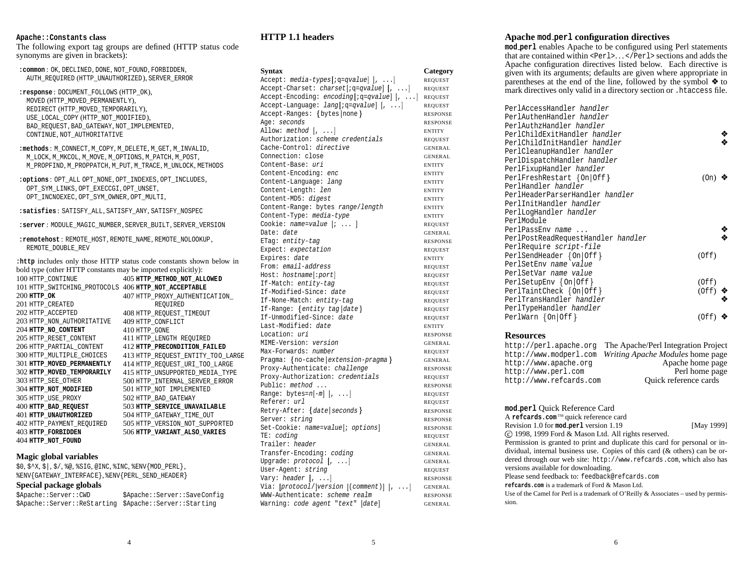## `Apache::Constants` class

The following export tag groups are defined (HTTP status code synonyms are given in brackets):

**:common** : OK, DECLINED, DONE, NOT_FOUND, FORBIDDEN, AUTH_REQUIRED (HTTP_UNAUTHORIZED), SERVER_ERROR

**:response** : DOCUMENT_FOLLOWS (HTTP_OK), MOVED (HTTP_MOVED_PERMANENTLY), REDIRECT (HTTP_MOVED_TEMPORARILY), USE_LOCAL_COPY (HTTP_NOT_MODIFIED), BAD_REQUEST, BAD_GATEWAY, NOT_IMPLEMENTED, CONTINUE, NOT_AUTHORITATIVE

**:methods** : M_CONNECT, M_COPY, M_DELETE, M_GET, M_INVALID, M_LOCK, M_MKCOL, M_MOVE, M_OPTIONS, M_PATCH, M_POST, M_PROPFIND, M_PROPPATCH, M_PUT, M_TRACE, M_UNLOCK, METHODS

**:options** : OPT_ALL OPT_NONE, OPT_INDEXES, OPT_INCLUDES, OPT_SYM_LINKS, OPT_EXECCGI, OPT_UNSET, OPT_INCNOEXEC, OPT_SYM_OWNER, OPT_MULTI,

**:satisfies** : SATISFY_ALL, SATISFY_ANY, SATISFY_NOSPEC

**:server** : MODULE_MAGIC_NUMBER, SERVER_BUILT, SERVER_VERSION

**:remotehost** : REMOTE_HOST, REMOTE_NAME, REMOTE_NOLOOKUP, REMOTE_DOUBLE_REV

**:http** includes only those HTTP status code constants shown below in bold type (other HTTP constants may be imported explicitly):

| | |
|---|---|
| 100 HTTP_CONTINUE | 405 **HTTP_METHOD_NOT_ALLOWED** |
| 101 HTTP_SWITCHING_PROTOCOLS | 406 **HTTP_NOT_ACCEPTABLE** |
| 200 **HTTP_OK** | 407 HTTP_PROXY_AUTHENTICATION_REQUIRED |
| 201 HTTP_CREATED | |
| 202 HTTP_ACCEPTED | 408 HTTP_REQUEST_TIMEOUT |
| 203 HTTP_NON_AUTHORITATIVE | 409 HTTP_CONFLICT |
| 204 **HTTP_NO_CONTENT** | 410 HTTP_GONE |
| 205 HTTP_RESET_CONTENT | 411 HTTP_LENGTH REQUIRED |
| 206 HTTP_PARTIAL_CONTENT | 412 **HTTP_PRECONDITION_FAILED** |
| 300 HTTP_MULTIPLE_CHOICES | 413 HTTP_REQUEST_ENTITY_TOO_LARGE |
| 301 **HTTP_MOVED_PERMANENTLY** | 414 HTTP_REQUEST_URI_TOO_LARGE |
| 302 **HTTP_MOVED_TEMPORARILY** | 415 HTTP_UNSUPPORTED_MEDIA_TYPE |
| 303 HTTP_SEE_OTHER | 500 HTTP_INTERNAL_SERVER_ERROR |
| 304 **HTTP_NOT_MODIFIED** | 501 HTTP_NOT IMPLEMENTED |
| 305 HTTP_USE_PROXY | 502 HTTP_BAD_GATEWAY |
| 400 **HTTP_BAD_REQUEST** | 503 **HTTP_SERVICE_UNAVAILABLE** |
| 401 **HTTP_UNAUTHORIZED** | 504 HTTP_GATEWAY_TIME_OUT |
| 402 HTTP_PAYMENT_REQUIRED | 505 HTTP_VERSION_NOT_SUPPORTED |
| 403 **HTTP_FORBIDDEN** | 506 **HTTP_VARIANT_ALSO_VARIES** |
| 404 **HTTP_NOT_FOUND** | |

### Magic global variables

`$0`, `$^X`, `$|`, `$/`, `%@`, `%SIG`, `@INC`, `%INC`, `%ENV{MOD_PERL}`, `%ENV{GATEWAY_INTERFACE}`, `%ENV{PERL_SEND_HEADER}`

### Special package globals

| | |
|---|---|
| `$Apache::Server::CWD` | `$Apache::Server::SaveConfig` |
| `$Apache::Server::ReStarting` | `$Apache::Server::Starting` |

## HTTP 1.1 headers

| Syntax | Category |
|---|---|
| `Accept:` *media-types* [;q=*qvalue*] [, ...] | REQUEST |
| `Accept-Charset:` *charset* [;q=*qvalue*] [, ...] | REQUEST |
| `Accept-Encoding:` *encoding* [;q=*qvalue*] [, ...] | REQUEST |
| `Accept-Language:` *lang* [;q=*qvalue*] [, ...] | REQUEST |
| `Accept-Ranges:` {bytes\|none} | RESPONSE |
| `Age:` *seconds* | RESPONSE |
| `Allow:` *method* [, ...] | ENTITY |
| `Authorization:` *scheme credentials* | REQUEST |
| `Cache-Control:` *directive* | GENERAL |
| `Connection: close` | GENERAL |
| `Content-Base:` *uri* | ENTITY |
| `Content-Encoding:` *enc* | ENTITY |
| `Content-Language:` *lang* | ENTITY |
| `Content-Length:` *len* | ENTITY |
| `Content-MD5:` *digest* | ENTITY |
| `Content-Range: bytes` *range/length* | ENTITY |
| `Content-Type:` *media-type* | ENTITY |
| `Cookie:` *name=value* [; ... ] | REQUEST |
| `Date:` *date* | GENERAL |
| `ETag:` *entity-tag* | RESPONSE |
| `Expect:` *expectation* | REQUEST |
| `Expires:` *date* | ENTITY |
| `From:` *email-address* | REQUEST |
| `Host:` *hostname*[:*port*] | REQUEST |
| `If-Match:` *entity-tag* | REQUEST |
| `If-Modified-Since:` *date* | REQUEST |
| `If-None-Match:` *entity-tag* | REQUEST |
| `If-Range:` {*entity tag*\|*date*} | REQUEST |
| `If-Unmodified-Since:` *date* | REQUEST |
| `Last-Modified:` *date* | ENTITY |
| `Location:` *uri* | RESPONSE |
| `MIME-Version:` *version* | GENERAL |
| `Max-Forwards:` *number* | REQUEST |
| `Pragma:` {no-cache\|*extension-pragma*} | GENERAL |
| `Proxy-Authenticate:` *challenge* | RESPONSE |
| `Proxy-Authorization:` *credentials* | REQUEST |
| `Public:` *method* ... | RESPONSE |
| `Range: bytes=`*n*[-*m*] [, ...] | REQUEST |
| `Referer:` *url* | REQUEST |
| `Retry-After:` {*date*\|*seconds*} | RESPONSE |
| `Server:` *string* | RESPONSE |
| `Set-Cookie:` *name=value*[; *options*] | RESPONSE |
| `TE:` *coding* | REQUEST |
| `Trailer:` *header* | GENERAL |
| `Transfer-Encoding:` *coding* | GENERAL |
| `Upgrade:` *protocol* [, ...] | GENERAL |
| `User-Agent:` *string* | REQUEST |
| `Vary:` *header* [, ...] | RESPONSE |
| `Via:` [*protocol*/]*version* [(*comment*)] [, ...] | GENERAL |
| `WWW-Authenticate:` *scheme realm* | RESPONSE |
| `Warning:` *code agent* "*text*" [*date*] | GENERAL |

## Apache `mod_perl` configuration directives

**`mod_perl`** enables Apache to be configured using Perl statements that are contained within `<Perl>`...`</Perl>` sections and adds the Apache configuration directives listed below. Each directive is given with its arguments; defaults are given where appropriate in parentheses at the end of the line, followed by the symbol ❖ to mark directives only valid in a directory section or `.htaccess` file.

| Directive | Default | |
|---|---|---|
| `PerlAccessHandler` *handler* | | |
| `PerlAuthenHandler` *handler* | | |
| `PerlAuthzHandler` *handler* | | |
| `PerlChildExitHandler` *handler* | | ❖ |
| `PerlChildInitHandler` *handler* | | ❖ |
| `PerlCleanupHandler` *handler* | | |
| `PerlDispatchHandler` *handler* | | |
| `PerlFixupHandler` *handler* | | |
| `PerlFreshRestart` {On\|Off} | (On) | ❖ |
| `PerlHandler` *handler* | | |
| `PerlHeaderParserHandler` *handler* | | |
| `PerlInitHandler` *handler* | | |
| `PerlLogHandler` *handler* | | |
| `PerlModule` | | |
| `PerlPassEnv` *name* ... | | ❖ |
| `PerlPostReadRequestHandler` *handler* | | ❖ |
| `PerlRequire` *script-file* | | |
| `PerlSendHeader` {On\|Off} | (Off) | |
| `PerlSetEnv` *name value* | | |
| `PerlSetVar` *name value* | | |
| `PerlSetupEnv` {On\|Off} | (Off) | |
| `PerlTaintCheck` {On\|Off} | (Off) | ❖ |
| `PerlTransHandler` *handler* | | ❖ |
| `PerlTypeHandler` *handler* | | |
| `PerlWarn` {On\|Off} | (Off) | ❖ |

## Resources

| | |
|---|---|
| `http://perl.apache.org` | The Apache/Perl Integration Project |
| `http://www.modperl.com` | *Writing Apache Modules* home page |
| `http://www.apache.org` | Apache home page |
| `http://www.perl.com` | Perl home page |
| `http://www.refcards.com` | Quick reference cards |

**`mod_perl`** Quick Reference Card

A **`refcards.com`**™ quick reference card

Revision 1.0 for **`mod_perl`** version 1.19 [May 1999]

© 1998, 1999 Ford & Mason Ltd. All rights reserved.

Permission is granted to print and duplicate this card for personal or individual, internal business use. Copies of this card (& others) can be ordered through our web site: `http://www.refcards.com`, which also has versions available for downloading.

Please send feedback to: `feedback@refcards.com`

**`refcards.com`** is a trademark of Ford & Mason Ltd.

Use of the Camel for Perl is a trademark of O'Reilly & Associates – used by permission.